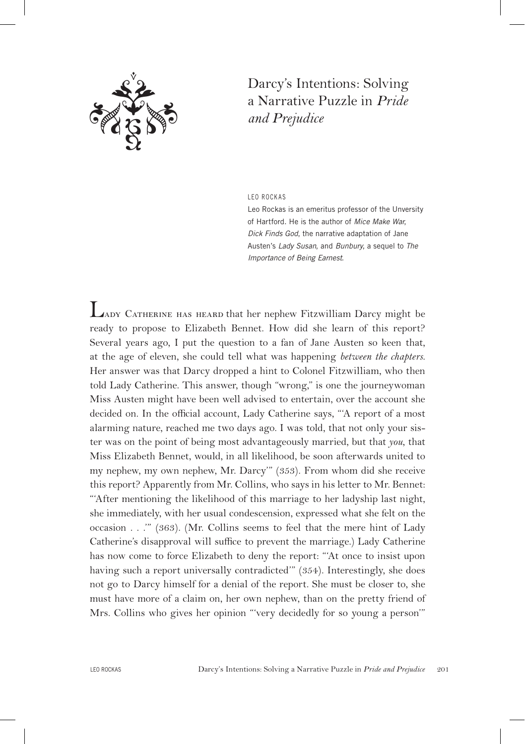# Darcy's Intentions: Solving a Narrative Puzzle in *Pride and Prejudice*

LEO ROCKAS

Leo Rockas is an emeritus professor of the Unversity of Hartford. He is the author of *Mice Make War*, *Dick Finds God*, the narrative adaptation of Jane Austen's *Lady Susan*, and *Bunbury*, a sequel to *The Importance of Being Earnest*.

Lady Catherine has heard that her nephew Fitzwilliam Darcy might be ready to propose to Elizabeth Bennet. How did she learn of this report? Several years ago, I put the question to a fan of Jane Austen so keen that, at the age of eleven, she could tell what was happening *between the chapters*. Her answer was that Darcy dropped a hint to Colonel Fitzwilliam, who then told Lady Catherine. This answer, though "wrong," is one the journeywoman Miss Austen might have been well advised to entertain, over the account she decided on. In the official account, Lady Catherine says, "'A report of a most alarming nature, reached me two days ago. I was told, that not only your sister was on the point of being most advantageously married, but that *you*, that Miss Elizabeth Bennet, would, in all likelihood, be soon afterwards united to my nephew, my own nephew, Mr. Darcy'" (353). From whom did she receive this report? Apparently from Mr. Collins, who says in his letter to Mr. Bennet: "'After mentioning the likelihood of this marriage to her ladyship last night, she immediately, with her usual condescension, expressed what she felt on the occasion . . .'" (363). (Mr. Collins seems to feel that the mere hint of Lady Catherine's disapproval will suffice to prevent the marriage.) Lady Catherine has now come to force Elizabeth to deny the report: "'At once to insist upon having such a report universally contradicted'" (354). Interestingly, she does not go to Darcy himself for a denial of the report. She must be closer to, she must have more of a claim on, her own nephew, than on the pretty friend of Mrs. Collins who gives her opinion "'very decidedly for so young a person'"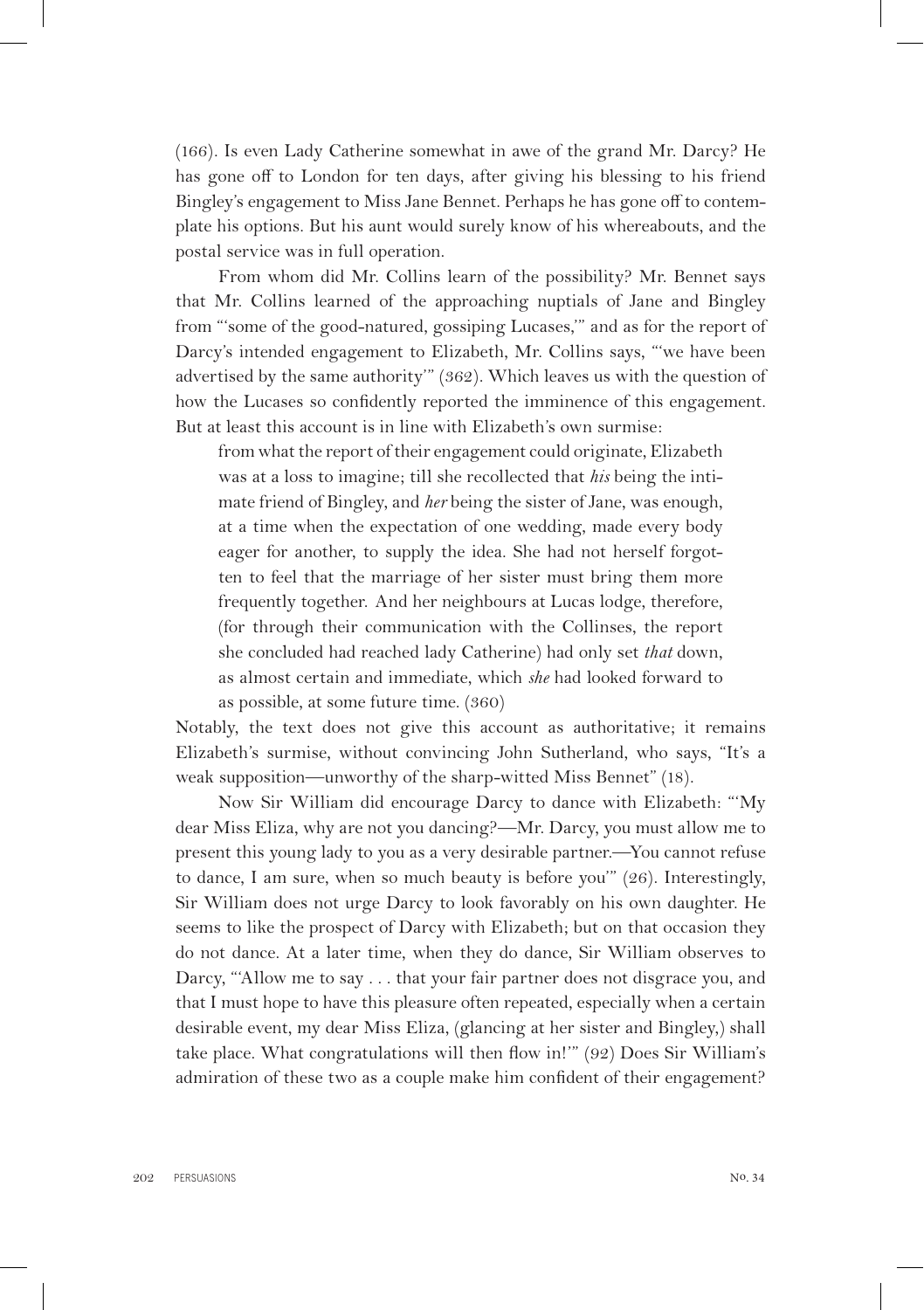(166). Is even Lady Catherine somewhat in awe of the grand Mr. Darcy? He has gone off to London for ten days, after giving his blessing to his friend Bingley's engagement to Miss Jane Bennet. Perhaps he has gone off to contemplate his options. But his aunt would surely know of his whereabouts, and the postal service was in full operation.

From whom did Mr. Collins learn of the possibility? Mr. Bennet says that Mr. Collins learned of the approaching nuptials of Jane and Bingley from "'some of the good-natured, gossiping Lucases,'" and as for the report of Darcy's intended engagement to Elizabeth, Mr. Collins says, "'we have been advertised by the same authority'" (362). Which leaves us with the question of how the Lucases so confidently reported the imminence of this engagement. But at least this account is in line with Elizabeth's own surmise:

> from what the report of their engagement could originate, Elizabeth was at a loss to imagine; till she recollected that *his* being the intimate friend of Bingley, and *her* being the sister of Jane, was enough, at a time when the expectation of one wedding, made every body eager for another, to supply the idea. She had not herself forgotten to feel that the marriage of her sister must bring them more frequently together. And her neighbours at Lucas lodge, therefore, (for through their communication with the Collinses, the report she concluded had reached lady Catherine) had only set *that* down, as almost certain and immediate, which *she* had looked forward to as possible, at some future time. (360)

Notably, the text does not give this account as authoritative; it remains Elizabeth's surmise, without convincing John Sutherland, who says, "It's a weak supposition—unworthy of the sharp-witted Miss Bennet" (18).

Now Sir William did encourage Darcy to dance with Elizabeth: "'My dear Miss Eliza, why are not you dancing?—Mr. Darcy, you must allow me to present this young lady to you as a very desirable partner.—You cannot refuse to dance, I am sure, when so much beauty is before you'" (26). Interestingly, Sir William does not urge Darcy to look favorably on his own daughter. He seems to like the prospect of Darcy with Elizabeth; but on that occasion they do not dance. At a later time, when they do dance, Sir William observes to Darcy, "'Allow me to say . . . that your fair partner does not disgrace you, and that I must hope to have this pleasure often repeated, especially when a certain desirable event, my dear Miss Eliza, (glancing at her sister and Bingley,) shall take place. What congratulations will then flow in!'" (92) Does Sir William's admiration of these two as a couple make him confident of their engagement?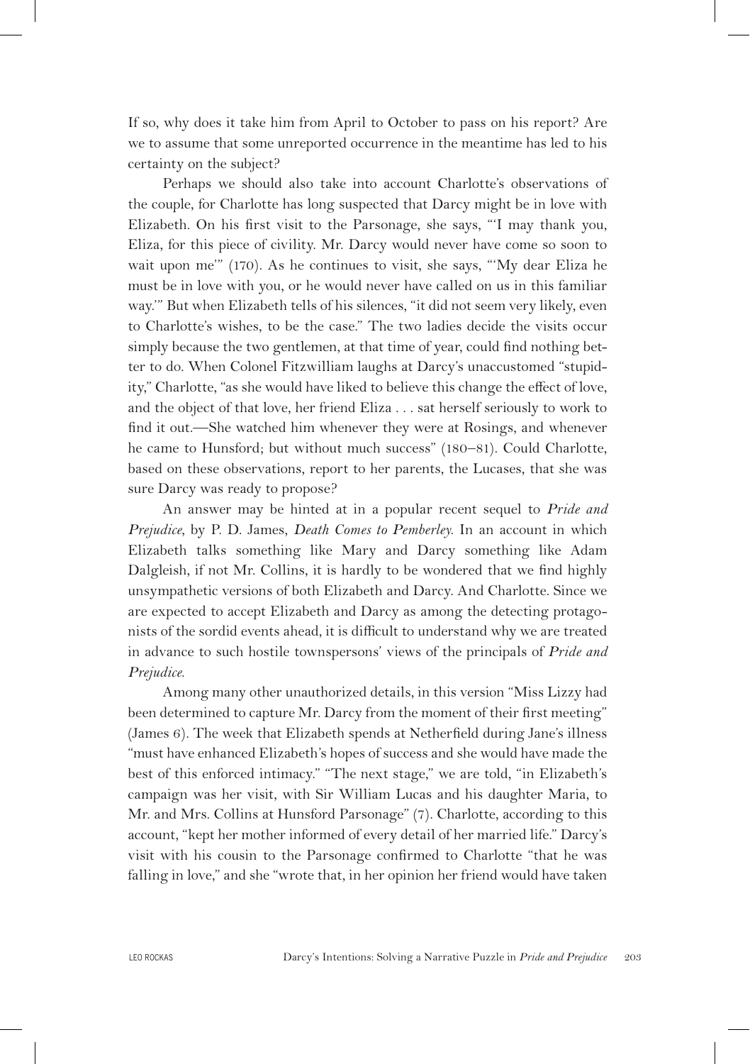If so, why does it take him from April to October to pass on his report? Are we to assume that some unreported occurrence in the meantime has led to his certainty on the subject?

Perhaps we should also take into account Charlotte's observations of the couple, for Charlotte has long suspected that Darcy might be in love with Elizabeth. On his first visit to the Parsonage, she says, "'I may thank you, Eliza, for this piece of civility. Mr. Darcy would never have come so soon to wait upon me'" (170). As he continues to visit, she says, "'My dear Eliza he must be in love with you, or he would never have called on us in this familiar way.'" But when Elizabeth tells of his silences, "it did not seem very likely, even to Charlotte's wishes, to be the case." The two ladies decide the visits occur simply because the two gentlemen, at that time of year, could find nothing better to do. When Colonel Fitzwilliam laughs at Darcy's unaccustomed "stupidity," Charlotte, "as she would have liked to believe this change the effect of love, and the object of that love, her friend Eliza . . . sat herself seriously to work to find it out.—She watched him whenever they were at Rosings, and whenever he came to Hunsford; but without much success" (180–81). Could Charlotte, based on these observations, report to her parents, the Lucases, that she was sure Darcy was ready to propose?

An answer may be hinted at in a popular recent sequel to *Pride and Prejudice*, by P. D. James, *Death Comes to Pemberley*. In an account in which Elizabeth talks something like Mary and Darcy something like Adam Dalgleish, if not Mr. Collins, it is hardly to be wondered that we find highly unsympathetic versions of both Elizabeth and Darcy. And Charlotte. Since we are expected to accept Elizabeth and Darcy as among the detecting protagonists of the sordid events ahead, it is difficult to understand why we are treated in advance to such hostile townspersons' views of the principals of *Pride and Prejudice*.

Among many other unauthorized details, in this version "Miss Lizzy had been determined to capture Mr. Darcy from the moment of their first meeting" (James 6). The week that Elizabeth spends at Netherfield during Jane's illness "must have enhanced Elizabeth's hopes of success and she would have made the best of this enforced intimacy." "The next stage," we are told, "in Elizabeth's campaign was her visit, with Sir William Lucas and his daughter Maria, to Mr. and Mrs. Collins at Hunsford Parsonage" (7). Charlotte, according to this account, "kept her mother informed of every detail of her married life." Darcy's visit with his cousin to the Parsonage confirmed to Charlotte "that he was falling in love," and she "wrote that, in her opinion her friend would have taken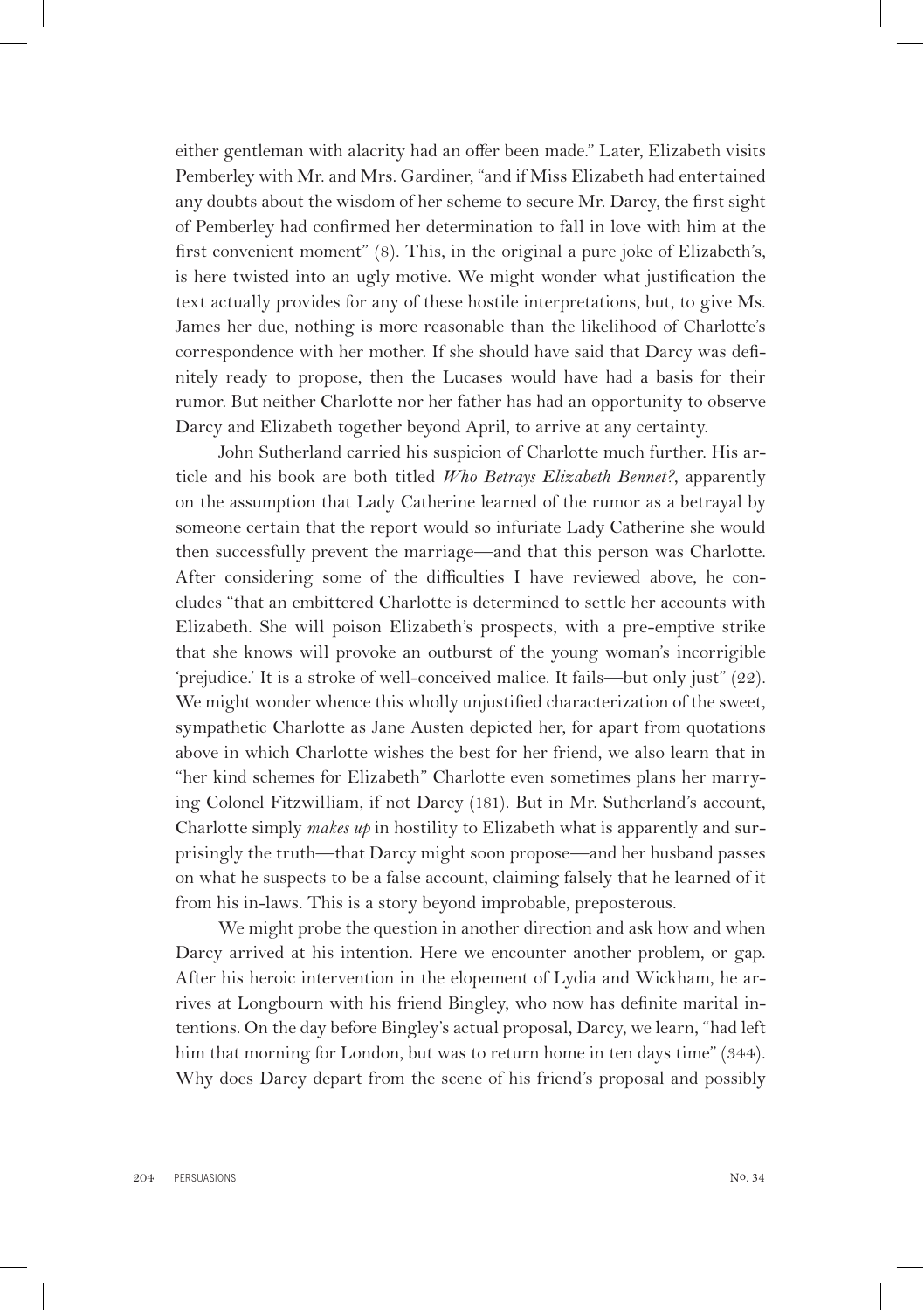either gentleman with alacrity had an offer been made." Later, Elizabeth visits Pemberley with Mr. and Mrs. Gardiner, "and if Miss Elizabeth had entertained any doubts about the wisdom of her scheme to secure Mr. Darcy, the first sight of Pemberley had confirmed her determination to fall in love with him at the first convenient moment" (8). This, in the original a pure joke of Elizabeth's, is here twisted into an ugly motive. We might wonder what justification the text actually provides for any of these hostile interpretations, but, to give Ms. James her due, nothing is more reasonable than the likelihood of Charlotte's correspondence with her mother. If she should have said that Darcy was definitely ready to propose, then the Lucases would have had a basis for their rumor. But neither Charlotte nor her father has had an opportunity to observe Darcy and Elizabeth together beyond April, to arrive at any certainty.

John Sutherland carried his suspicion of Charlotte much further. His article and his book are both titled *Who Betrays Elizabeth Bennet?*, apparently on the assumption that Lady Catherine learned of the rumor as a betrayal by someone certain that the report would so infuriate Lady Catherine she would then successfully prevent the marriage—and that this person was Charlotte. After considering some of the difficulties I have reviewed above, he concludes "that an embittered Charlotte is determined to settle her accounts with Elizabeth. She will poison Elizabeth's prospects, with a pre-emptive strike that she knows will provoke an outburst of the young woman's incorrigible 'prejudice.' It is a stroke of well-conceived malice. It fails—but only just" (22). We might wonder whence this wholly unjustified characterization of the sweet, sympathetic Charlotte as Jane Austen depicted her, for apart from quotations above in which Charlotte wishes the best for her friend, we also learn that in "her kind schemes for Elizabeth" Charlotte even sometimes plans her marrying Colonel Fitzwilliam, if not Darcy (181). But in Mr. Sutherland's account, Charlotte simply *makes up* in hostility to Elizabeth what is apparently and surprisingly the truth—that Darcy might soon propose—and her husband passes on what he suspects to be a false account, claiming falsely that he learned of it from his in-laws. This is a story beyond improbable, preposterous.

We might probe the question in another direction and ask how and when Darcy arrived at his intention. Here we encounter another problem, or gap. After his heroic intervention in the elopement of Lydia and Wickham, he arrives at Longbourn with his friend Bingley, who now has definite marital intentions. On the day before Bingley's actual proposal, Darcy, we learn, "had left him that morning for London, but was to return home in ten days time" (344). Why does Darcy depart from the scene of his friend's proposal and possibly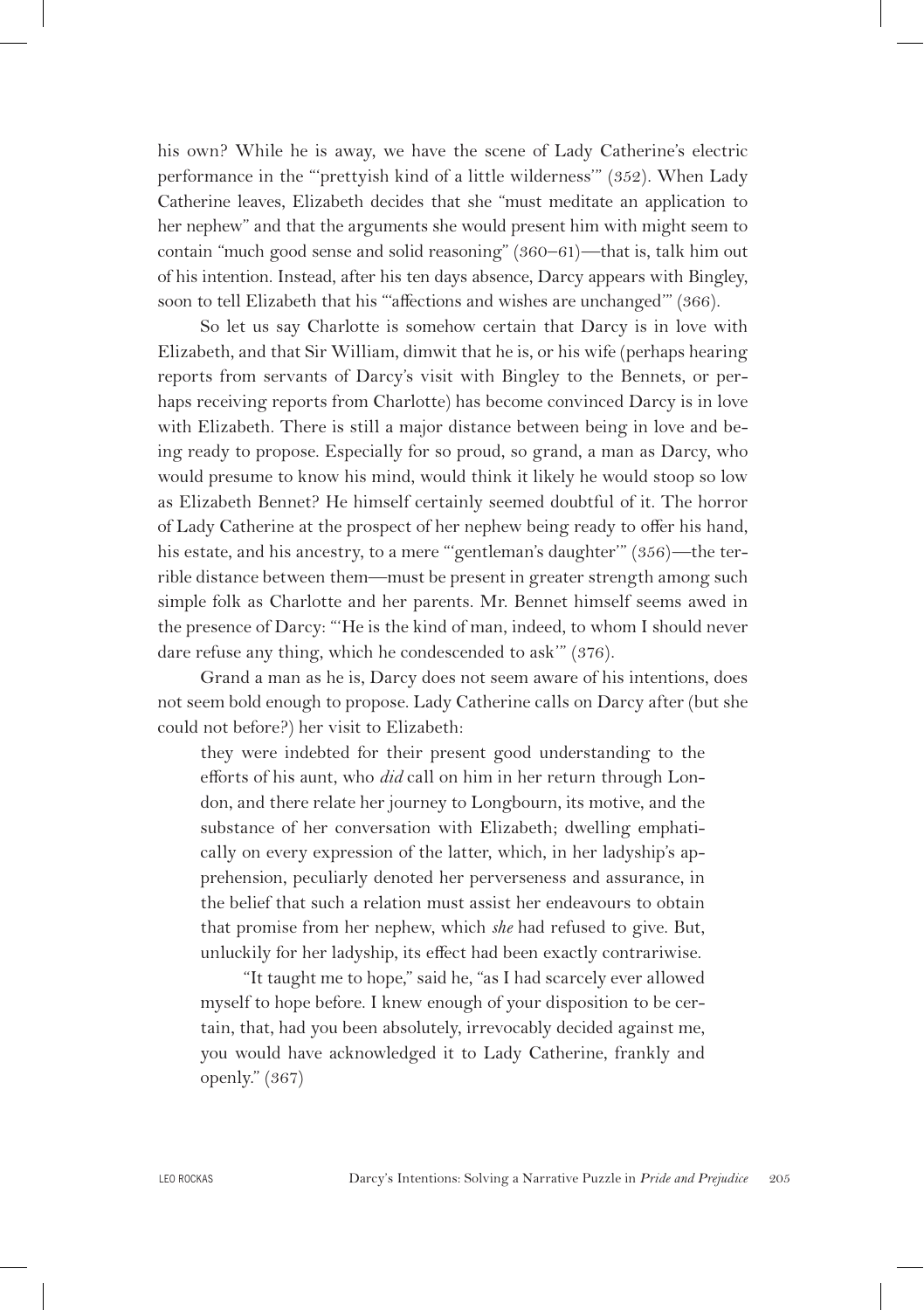his own? While he is away, we have the scene of Lady Catherine's electric performance in the "'prettyish kind of a little wilderness'" (352). When Lady Catherine leaves, Elizabeth decides that she "must meditate an application to her nephew" and that the arguments she would present him with might seem to contain "much good sense and solid reasoning" (360–61)—that is, talk him out of his intention. Instead, after his ten days absence, Darcy appears with Bingley, soon to tell Elizabeth that his "'affections and wishes are unchanged'" (366).

So let us say Charlotte is somehow certain that Darcy is in love with Elizabeth, and that Sir William, dimwit that he is, or his wife (perhaps hearing reports from servants of Darcy's visit with Bingley to the Bennets, or perhaps receiving reports from Charlotte) has become convinced Darcy is in love with Elizabeth. There is still a major distance between being in love and being ready to propose. Especially for so proud, so grand, a man as Darcy, who would presume to know his mind, would think it likely he would stoop so low as Elizabeth Bennet? He himself certainly seemed doubtful of it. The horror of Lady Catherine at the prospect of her nephew being ready to offer his hand, his estate, and his ancestry, to a mere "'gentleman's daughter'" (356)—the terrible distance between them—must be present in greater strength among such simple folk as Charlotte and her parents. Mr. Bennet himself seems awed in the presence of Darcy: "'He is the kind of man, indeed, to whom I should never dare refuse any thing, which he condescended to ask'" (376).

Grand a man as he is, Darcy does not seem aware of his intentions, does not seem bold enough to propose. Lady Catherine calls on Darcy after (but she could not before?) her visit to Elizabeth:

> they were indebted for their present good understanding to the efforts of his aunt, who *did* call on him in her return through London, and there relate her journey to Longbourn, its motive, and the substance of her conversation with Elizabeth; dwelling emphatically on every expression of the latter, which, in her ladyship's apprehension, peculiarly denoted her perverseness and assurance, in the belief that such a relation must assist her endeavours to obtain that promise from her nephew, which *she* had refused to give. But, unluckily for her ladyship, its effect had been exactly contrariwise.
>
> "It taught me to hope," said he, "as I had scarcely ever allowed myself to hope before. I knew enough of your disposition to be certain, that, had you been absolutely, irrevocably decided against me, you would have acknowledged it to Lady Catherine, frankly and openly." (367)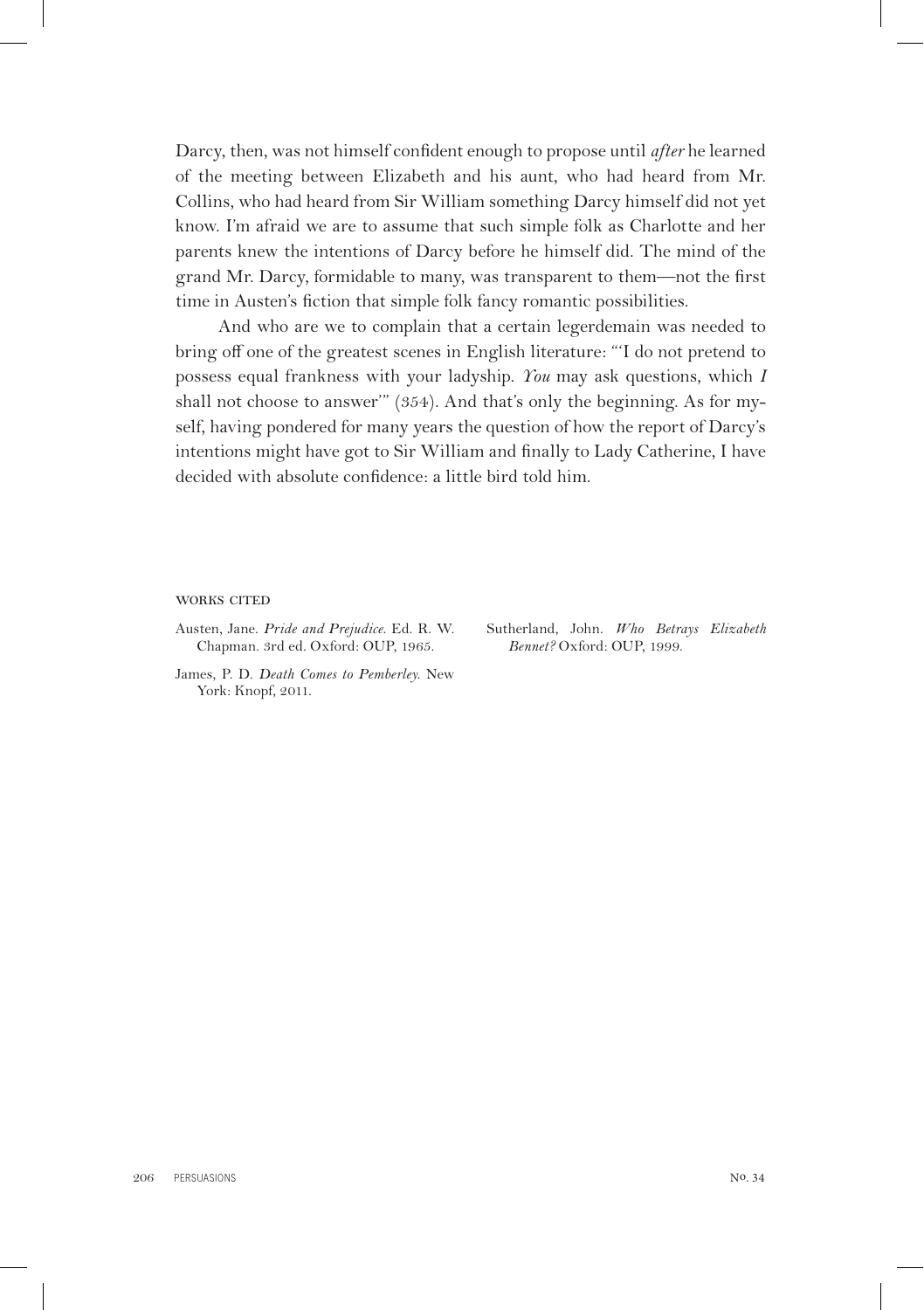Darcy, then, was not himself confident enough to propose until *after* he learned of the meeting between Elizabeth and his aunt, who had heard from Mr. Collins, who had heard from Sir William something Darcy himself did not yet know. I'm afraid we are to assume that such simple folk as Charlotte and her parents knew the intentions of Darcy before he himself did. The mind of the grand Mr. Darcy, formidable to many, was transparent to them—not the first time in Austen's fiction that simple folk fancy romantic possibilities.

And who are we to complain that a certain legerdemain was needed to bring off one of the greatest scenes in English literature: "'I do not pretend to possess equal frankness with your ladyship. *You* may ask questions, which *I* shall not choose to answer'" (354). And that's only the beginning. As for myself, having pondered for many years the question of how the report of Darcy's intentions might have got to Sir William and finally to Lady Catherine, I have decided with absolute confidence: a little bird told him.

## WORKS CITED

Austen, Jane. *Pride and Prejudice*. Ed. R. W. Chapman. 3rd ed. Oxford: OUP, 1965.

James, P. D. *Death Comes to Pemberley*. New York: Knopf, 2011.

Sutherland, John. *Who Betrays Elizabeth Bennet?* Oxford: OUP, 1999.